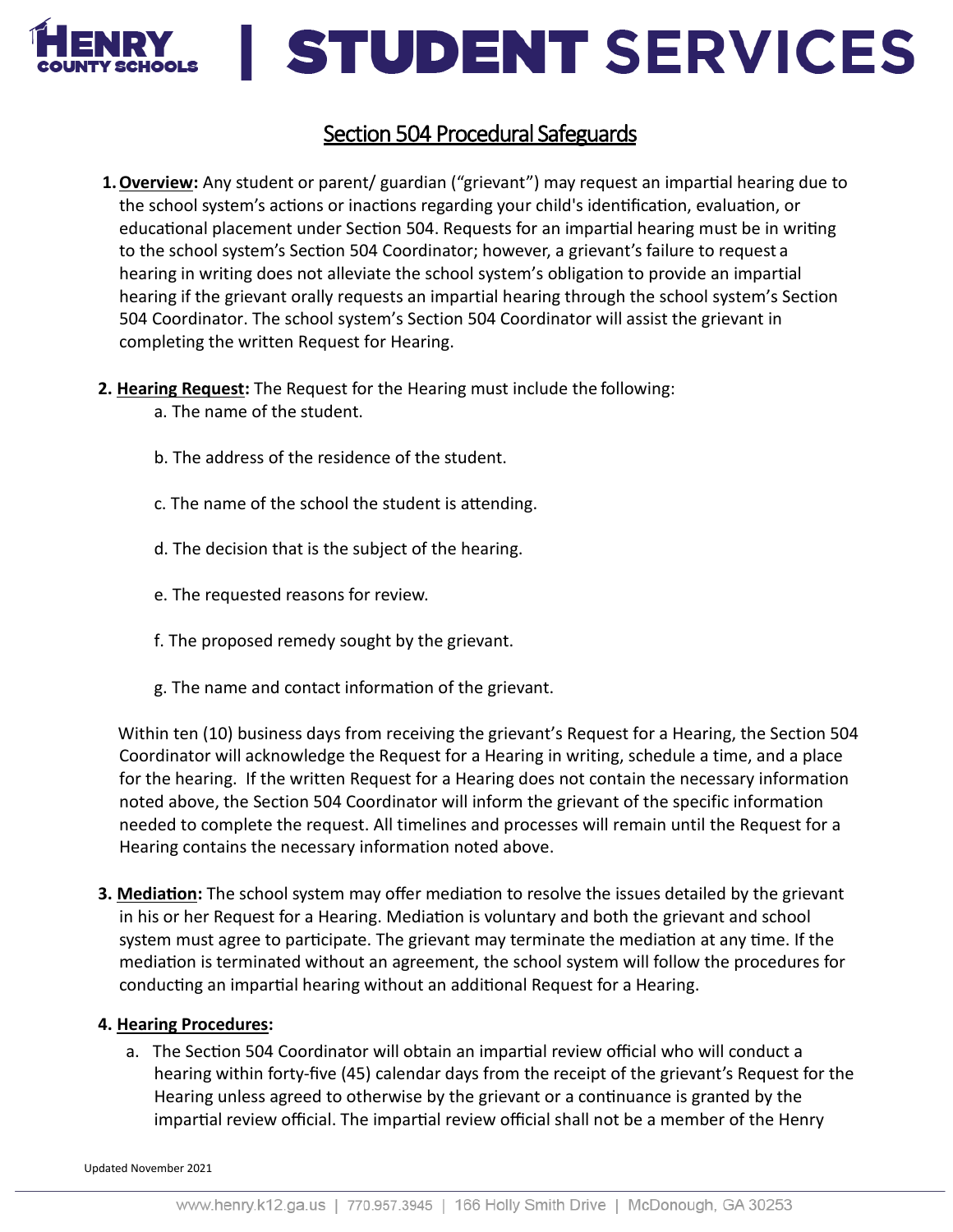# Section 504 Procedural Safeguards

1. **Overview:** Any student or parent/ guardian ("grievant") may request an impartial hearing due to the school system's actions or inactions regarding your child's identification, evaluation, or educational placement under Section 504. Requests for an impartial hearing must be in writing to the school system's Section 504 Coordinator; however, a grievant's failure to request a hearing in writing does not alleviate the school system's obligation to provide an impartial hearing if the grievant orally requests an impartial hearing through the school system's Section 504 Coordinator. The school system's Section 504 Coordinator will assist the grievant in completing the written Request for Hearing.

2. **Hearing Request:** The Request for the Hearing must include the following:
   - a. The name of the student.
   - b. The address of the residence of the student.
   - c. The name of the school the student is attending.
   - d. The decision that is the subject of the hearing.
   - e. The requested reasons for review.
   - f. The proposed remedy sought by the grievant.
   - g. The name and contact information of the grievant.

   Within ten (10) business days from receiving the grievant's Request for a Hearing, the Section 504 Coordinator will acknowledge the Request for a Hearing in writing, schedule a time, and a place for the hearing. If the written Request for a Hearing does not contain the necessary information noted above, the Section 504 Coordinator will inform the grievant of the specific information needed to complete the request. All timelines and processes will remain until the Request for a Hearing contains the necessary information noted above.

3. **Mediation:** The school system may offer mediation to resolve the issues detailed by the grievant in his or her Request for a Hearing. Mediation is voluntary and both the grievant and school system must agree to participate. The grievant may terminate the mediation at any time. If the mediation is terminated without an agreement, the school system will follow the procedures for conducting an impartial hearing without an additional Request for a Hearing.

4. **Hearing Procedures:**
   - a. The Section 504 Coordinator will obtain an impartial review official who will conduct a hearing within forty-five (45) calendar days from the receipt of the grievant's Request for the Hearing unless agreed to otherwise by the grievant or a continuance is granted by the impartial review official. The impartial review official shall not be a member of the Henry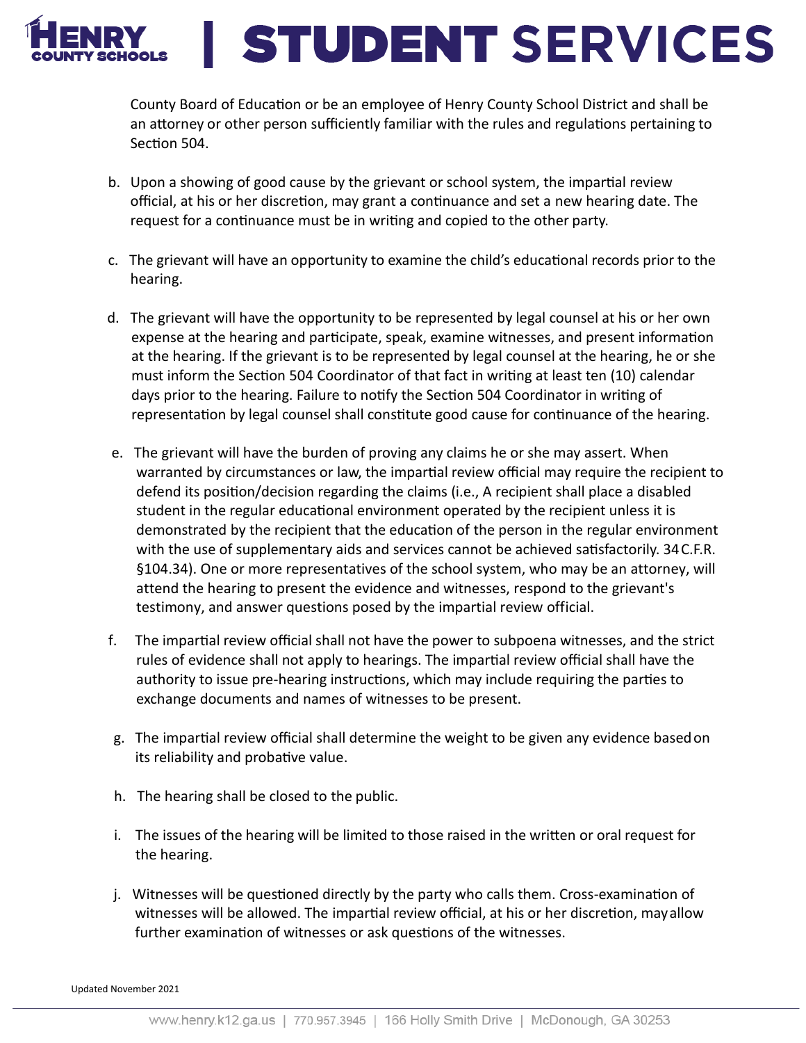County Board of Education or be an employee of Henry County School District and shall be an attorney or other person sufficiently familiar with the rules and regulations pertaining to Section 504.

b. Upon a showing of good cause by the grievant or school system, the impartial review official, at his or her discretion, may grant a continuance and set a new hearing date. The request for a continuance must be in writing and copied to the other party.

c. The grievant will have an opportunity to examine the child's educational records prior to the hearing.

d. The grievant will have the opportunity to be represented by legal counsel at his or her own expense at the hearing and participate, speak, examine witnesses, and present information at the hearing. If the grievant is to be represented by legal counsel at the hearing, he or she must inform the Section 504 Coordinator of that fact in writing at least ten (10) calendar days prior to the hearing. Failure to notify the Section 504 Coordinator in writing of representation by legal counsel shall constitute good cause for continuance of the hearing.

e. The grievant will have the burden of proving any claims he or she may assert. When warranted by circumstances or law, the impartial review official may require the recipient to defend its position/decision regarding the claims (i.e., A recipient shall place a disabled student in the regular educational environment operated by the recipient unless it is demonstrated by the recipient that the education of the person in the regular environment with the use of supplementary aids and services cannot be achieved satisfactorily. 34 C.F.R. §104.34). One or more representatives of the school system, who may be an attorney, will attend the hearing to present the evidence and witnesses, respond to the grievant's testimony, and answer questions posed by the impartial review official.

f. The impartial review official shall not have the power to subpoena witnesses, and the strict rules of evidence shall not apply to hearings. The impartial review official shall have the authority to issue pre-hearing instructions, which may include requiring the parties to exchange documents and names of witnesses to be present.

g. The impartial review official shall determine the weight to be given any evidence based on its reliability and probative value.

h. The hearing shall be closed to the public.

i. The issues of the hearing will be limited to those raised in the written or oral request for the hearing.

j. Witnesses will be questioned directly by the party who calls them. Cross-examination of witnesses will be allowed. The impartial review official, at his or her discretion, may allow further examination of witnesses or ask questions of the witnesses.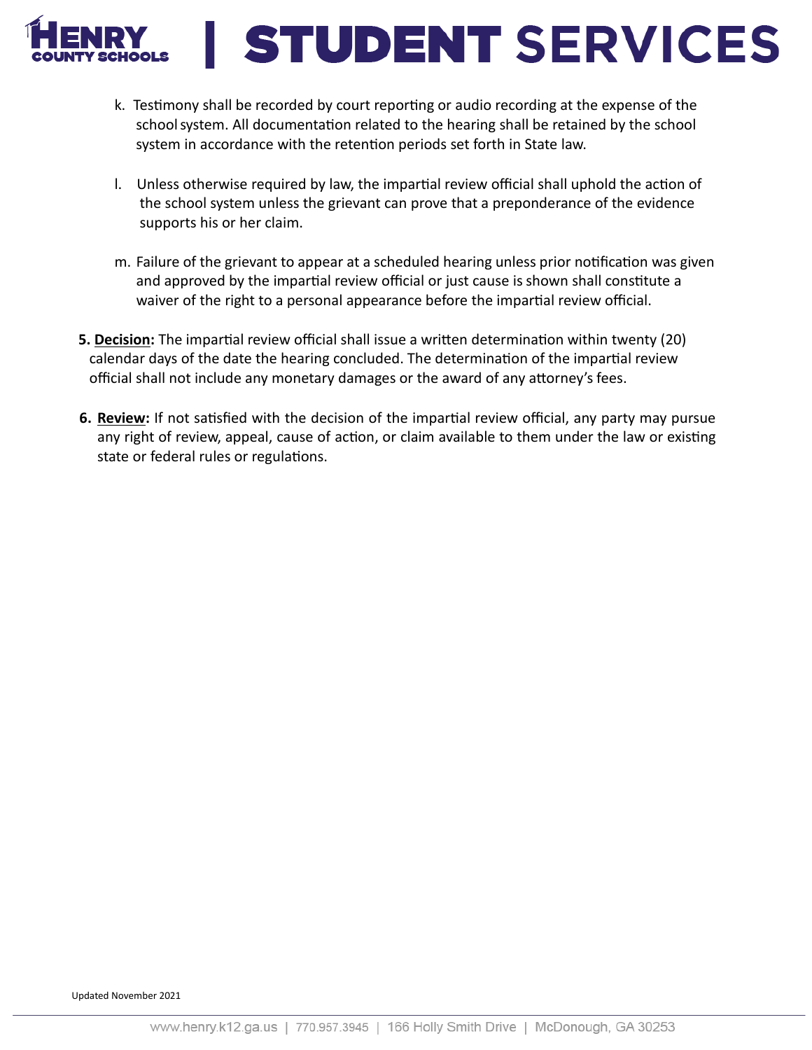k. Testimony shall be recorded by court reporting or audio recording at the expense of the school system. All documentation related to the hearing shall be retained by the school system in accordance with the retention periods set forth in State law.

l. Unless otherwise required by law, the impartial review official shall uphold the action of the school system unless the grievant can prove that a preponderance of the evidence supports his or her claim.

m. Failure of the grievant to appear at a scheduled hearing unless prior notification was given and approved by the impartial review official or just cause is shown shall constitute a waiver of the right to a personal appearance before the impartial review official.

**5. <u>Decision</u>:** The impartial review official shall issue a written determination within twenty (20) calendar days of the date the hearing concluded. The determination of the impartial review official shall not include any monetary damages or the award of any attorney's fees.

**6. <u>Review</u>:** If not satisfied with the decision of the impartial review official, any party may pursue any right of review, appeal, cause of action, or claim available to them under the law or existing state or federal rules or regulations.

Updated November 2021